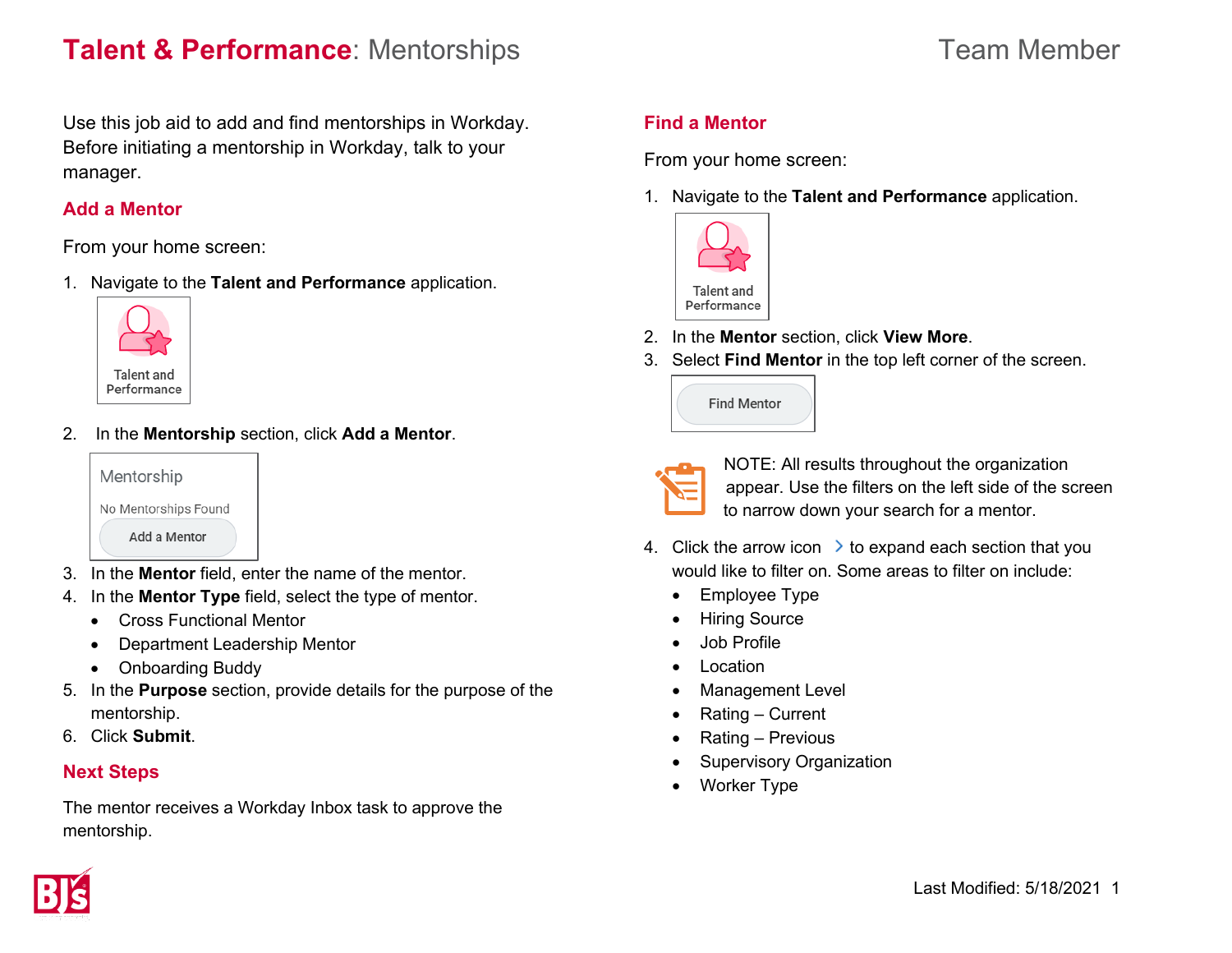# **Talent & Performance**: Mentorships

Team Member

Use this job aid to add and find mentorships in Workday. Before initiating a mentorship in Workday, talk to your manager.

## Add a Mentor

From your home screen:

1. Navigate to the **Talent and Performance** application.

   Talent and Performance

2. In the **Mentorship** section, click **Add a Mentor**.

   Mentorship
   No Mentorships Found
   Add a Mentor

3. In the **Mentor** field, enter the name of the mentor.
4. In the **Mentor Type** field, select the type of mentor.
   - Cross Functional Mentor
   - Department Leadership Mentor
   - Onboarding Buddy
5. In the **Purpose** section, provide details for the purpose of the mentorship.
6. Click **Submit**.

## Next Steps

The mentor receives a Workday Inbox task to approve the mentorship.

## Find a Mentor

From your home screen:

1. Navigate to the **Talent and Performance** application.

   Talent and Performance

2. In the **Mentor** section, click **View More**.
3. Select **Find Mentor** in the top left corner of the screen.

   Find Mentor

NOTE: All results throughout the organization appear. Use the filters on the left side of the screen to narrow down your search for a mentor.

4. Click the arrow icon > to expand each section that you would like to filter on. Some areas to filter on include:
   - Employee Type
   - Hiring Source
   - Job Profile
   - Location
   - Management Level
   - Rating – Current
   - Rating – Previous
   - Supervisory Organization
   - Worker Type

Last Modified: 5/18/2021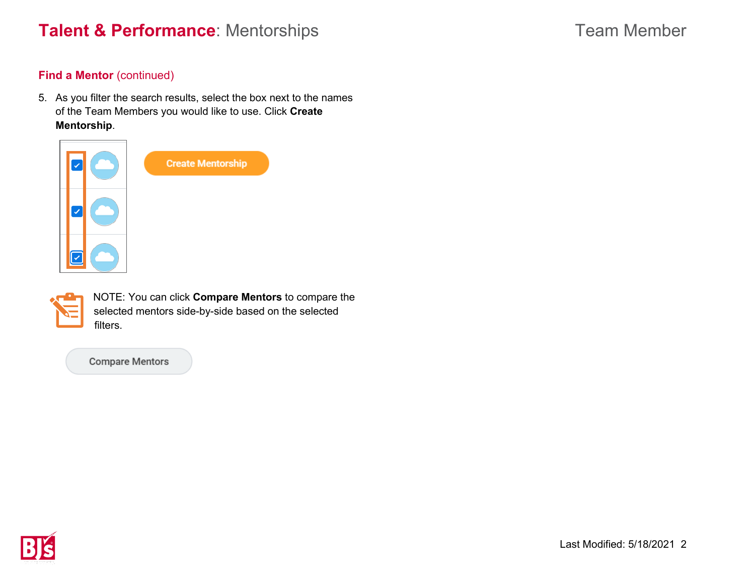## Find a Mentor (continued)

5. As you filter the search results, select the box next to the names of the Team Members you would like to use. Click **Create Mentorship**.

Create Mentorship

NOTE: You can click **Compare Mentors** to compare the selected mentors side-by-side based on the selected filters.

Compare Mentors